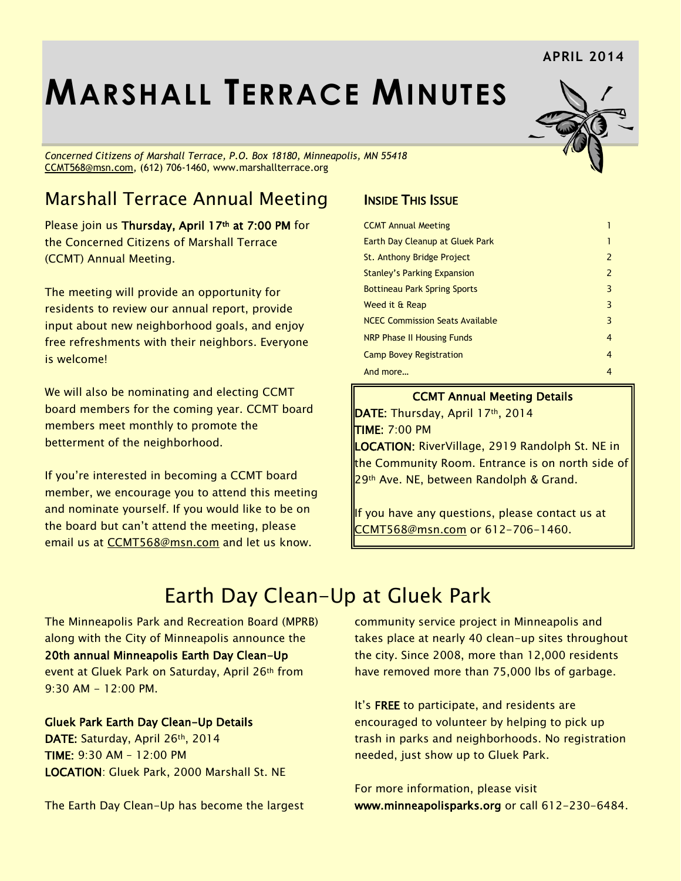APRIL 2014

# MARSHALL TERRACE MINUTES

*Concerned Citizens of Marshall Terrace, P.O. Box 18180, Minneapolis, MN 55418*
CCMT568@msn.com, (612) 706-1460, www.marshallterrace.org

## Marshall Terrace Annual Meeting

Please join us **Thursday, April 17th at 7:00 PM** for the Concerned Citizens of Marshall Terrace (CCMT) Annual Meeting.

The meeting will provide an opportunity for residents to review our annual report, provide input about new neighborhood goals, and enjoy free refreshments with their neighbors. Everyone is welcome!

We will also be nominating and electing CCMT board members for the coming year. CCMT board members meet monthly to promote the betterment of the neighborhood.

If you're interested in becoming a CCMT board member, we encourage you to attend this meeting and nominate yourself. If you would like to be on the board but can't attend the meeting, please email us at CCMT568@msn.com and let us know.

### INSIDE THIS ISSUE

| | |
|---|---|
| CCMT Annual Meeting | 1 |
| Earth Day Cleanup at Gluek Park | 1 |
| St. Anthony Bridge Project | 2 |
| Stanley's Parking Expansion | 2 |
| Bottineau Park Spring Sports | 3 |
| Weed it & Reap | 3 |
| NCEC Commission Seats Available | 3 |
| NRP Phase II Housing Funds | 4 |
| Camp Bovey Registration | 4 |
| And more… | 4 |

**CCMT Annual Meeting Details**

**DATE:** Thursday, April 17th, 2014
**TIME:** 7:00 PM
**LOCATION:** RiverVillage, 2919 Randolph St. NE in the Community Room. Entrance is on north side of 29th Ave. NE, between Randolph & Grand.

If you have any questions, please contact us at CCMT568@msn.com or 612-706-1460.

## Earth Day Clean-Up at Gluek Park

The Minneapolis Park and Recreation Board (MPRB) along with the City of Minneapolis announce the **20th annual Minneapolis Earth Day Clean-Up** event at Gluek Park on Saturday, April 26th from 9:30 AM – 12:00 PM.

**Gluek Park Earth Day Clean-Up Details**
**DATE:** Saturday, April 26th, 2014
**TIME:** 9:30 AM – 12:00 PM
**LOCATION**: Gluek Park, 2000 Marshall St. NE

The Earth Day Clean-Up has become the largest community service project in Minneapolis and takes place at nearly 40 clean-up sites throughout the city. Since 2008, more than 12,000 residents have removed more than 75,000 lbs of garbage.

It's **FREE** to participate, and residents are encouraged to volunteer by helping to pick up trash in parks and neighborhoods. No registration needed, just show up to Gluek Park.

For more information, please visit **www.minneapolisparks.org** or call 612-230-6484.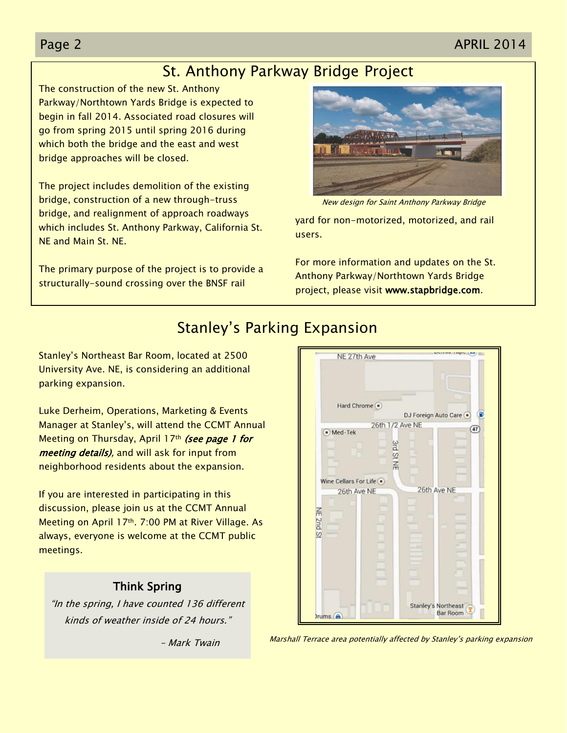## St. Anthony Parkway Bridge Project

The construction of the new St. Anthony Parkway/Northtown Yards Bridge is expected to begin in fall 2014. Associated road closures will go from spring 2015 until spring 2016 during which both the bridge and the east and west bridge approaches will be closed.

The project includes demolition of the existing bridge, construction of a new through-truss bridge, and realignment of approach roadways which includes St. Anthony Parkway, California St. NE and Main St. NE.

The primary purpose of the project is to provide a structurally-sound crossing over the BNSF rail yard for non-motorized, motorized, and rail users.

*New design for Saint Anthony Parkway Bridge*

For more information and updates on the St. Anthony Parkway/Northtown Yards Bridge project, please visit **www.stapbridge.com**.

## Stanley's Parking Expansion

Stanley's Northeast Bar Room, located at 2500 University Ave. NE, is considering an additional parking expansion.

Luke Derheim, Operations, Marketing & Events Manager at Stanley's, will attend the CCMT Annual Meeting on Thursday, April 17th ***(see page 1 for meeting details),*** and will ask for input from neighborhood residents about the expansion.

If you are interested in participating in this discussion, please join us at the CCMT Annual Meeting on April 17th. 7:00 PM at River Village. As always, everyone is welcome at the CCMT public meetings.

*Marshall Terrace area potentially affected by Stanley's parking expansion*

### Think Spring

*"In the spring, I have counted 136 different kinds of weather inside of 24 hours."*

*– Mark Twain*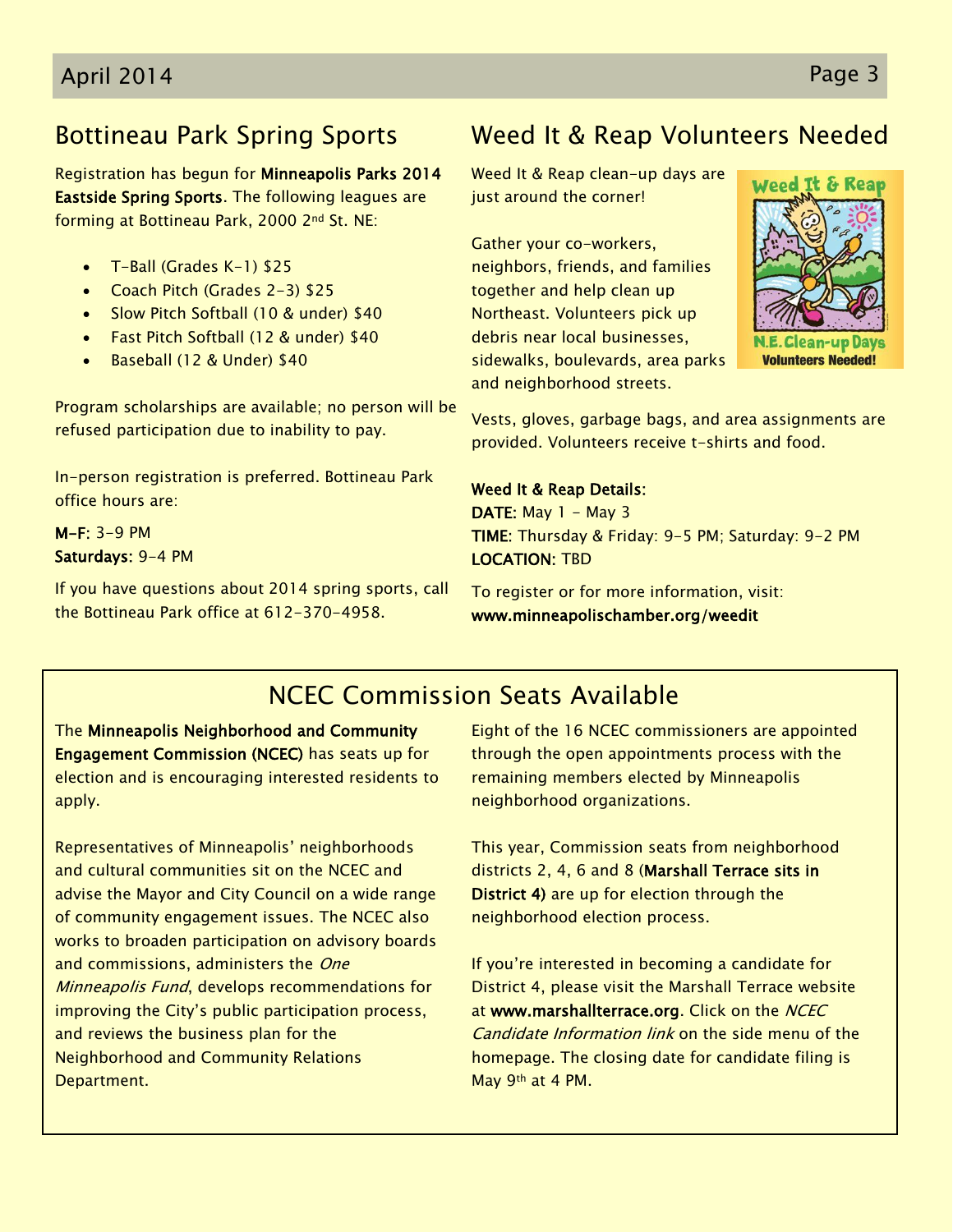## Bottineau Park Spring Sports

Registration has begun for **Minneapolis Parks 2014 Eastside Spring Sports**. The following leagues are forming at Bottineau Park, 2000 2nd St. NE:

- T-Ball (Grades K-1) $25
- Coach Pitch (Grades 2-3) $25
- Slow Pitch Softball (10 & under) $40
- Fast Pitch Softball (12 & under) $40
- Baseball (12 & Under) $40

Program scholarships are available; no person will be refused participation due to inability to pay.

In-person registration is preferred. Bottineau Park office hours are:

**M-F:** 3-9 PM
**Saturdays:** 9-4 PM

If you have questions about 2014 spring sports, call the Bottineau Park office at 612-370-4958.

## Weed It & Reap Volunteers Needed

Weed It & Reap clean-up days are just around the corner!

Gather your co-workers, neighbors, friends, and families together and help clean up Northeast. Volunteers pick up debris near local businesses, sidewalks, boulevards, area parks and neighborhood streets.

Vests, gloves, garbage bags, and area assignments are provided. Volunteers receive t-shirts and food.

**Weed It & Reap Details:**
**DATE:** May 1 - May 3
**TIME:** Thursday & Friday: 9-5 PM; Saturday: 9-2 PM
**LOCATION:** TBD

To register or for more information, visit:
**www.minneapolischamber.org/weedit**

## NCEC Commission Seats Available

The **Minneapolis Neighborhood and Community Engagement Commission (NCEC)** has seats up for election and is encouraging interested residents to apply.

Representatives of Minneapolis' neighborhoods and cultural communities sit on the NCEC and advise the Mayor and City Council on a wide range of community engagement issues. The NCEC also works to broaden participation on advisory boards and commissions, administers the *One Minneapolis Fund*, develops recommendations for improving the City's public participation process, and reviews the business plan for the Neighborhood and Community Relations Department.

Eight of the 16 NCEC commissioners are appointed through the open appointments process with the remaining members elected by Minneapolis neighborhood organizations.

This year, Commission seats from neighborhood districts 2, 4, 6 and 8 (**Marshall Terrace sits in District 4)** are up for election through the neighborhood election process.

If you're interested in becoming a candidate for District 4, please visit the Marshall Terrace website at **www.marshallterrace.org**. Click on the *NCEC Candidate Information link* on the side menu of the homepage. The closing date for candidate filing is May 9th at 4 PM.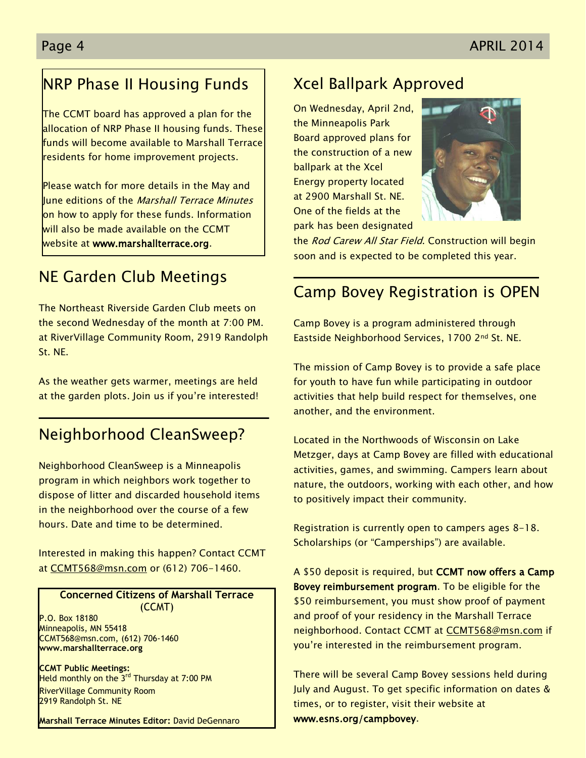## NRP Phase II Housing Funds

The CCMT board has approved a plan for the allocation of NRP Phase II housing funds. These funds will become available to Marshall Terrace residents for home improvement projects.

Please watch for more details in the May and June editions of the *Marshall Terrace Minutes* on how to apply for these funds. Information will also be made available on the CCMT website at **www.marshallterrace.org**.

## NE Garden Club Meetings

The Northeast Riverside Garden Club meets on the second Wednesday of the month at 7:00 PM. at RiverVillage Community Room, 2919 Randolph St. NE.

As the weather gets warmer, meetings are held at the garden plots. Join us if you're interested!

## Neighborhood CleanSweep?

Neighborhood CleanSweep is a Minneapolis program in which neighbors work together to dispose of litter and discarded household items in the neighborhood over the course of a few hours. Date and time to be determined.

Interested in making this happen? Contact CCMT at CCMT568@msn.com or (612) 706-1460.

**Concerned Citizens of Marshall Terrace (CCMT)**
P.O. Box 18180
Minneapolis, MN 55418
CCMT568@msn.com, (612) 706-1460
**www.marshallterrace.org**

**CCMT Public Meetings:**
Held monthly on the 3rd Thursday at 7:00 PM
RiverVillage Community Room
2919 Randolph St. NE

**Marshall Terrace Minutes Editor:** David DeGennaro

## Xcel Ballpark Approved

On Wednesday, April 2nd, the Minneapolis Park Board approved plans for the construction of a new ballpark at the Xcel Energy property located at 2900 Marshall St. NE. One of the fields at the park has been designated the *Rod Carew All Star Field*. Construction will begin soon and is expected to be completed this year.

## Camp Bovey Registration is OPEN

Camp Bovey is a program administered through Eastside Neighborhood Services, 1700 2nd St. NE.

The mission of Camp Bovey is to provide a safe place for youth to have fun while participating in outdoor activities that help build respect for themselves, one another, and the environment.

Located in the Northwoods of Wisconsin on Lake Metzger, days at Camp Bovey are filled with educational activities, games, and swimming. Campers learn about nature, the outdoors, working with each other, and how to positively impact their community.

Registration is currently open to campers ages 8-18. Scholarships (or "Camperships") are available.

A $50 deposit is required, but **CCMT now offers a Camp Bovey reimbursement program**. To be eligible for the $50 reimbursement, you must show proof of payment and proof of your residency in the Marshall Terrace neighborhood. Contact CCMT at CCMT568@msn.com if you're interested in the reimbursement program.

There will be several Camp Bovey sessions held during July and August. To get specific information on dates & times, or to register, visit their website at **www.esns.org/campbovey**.